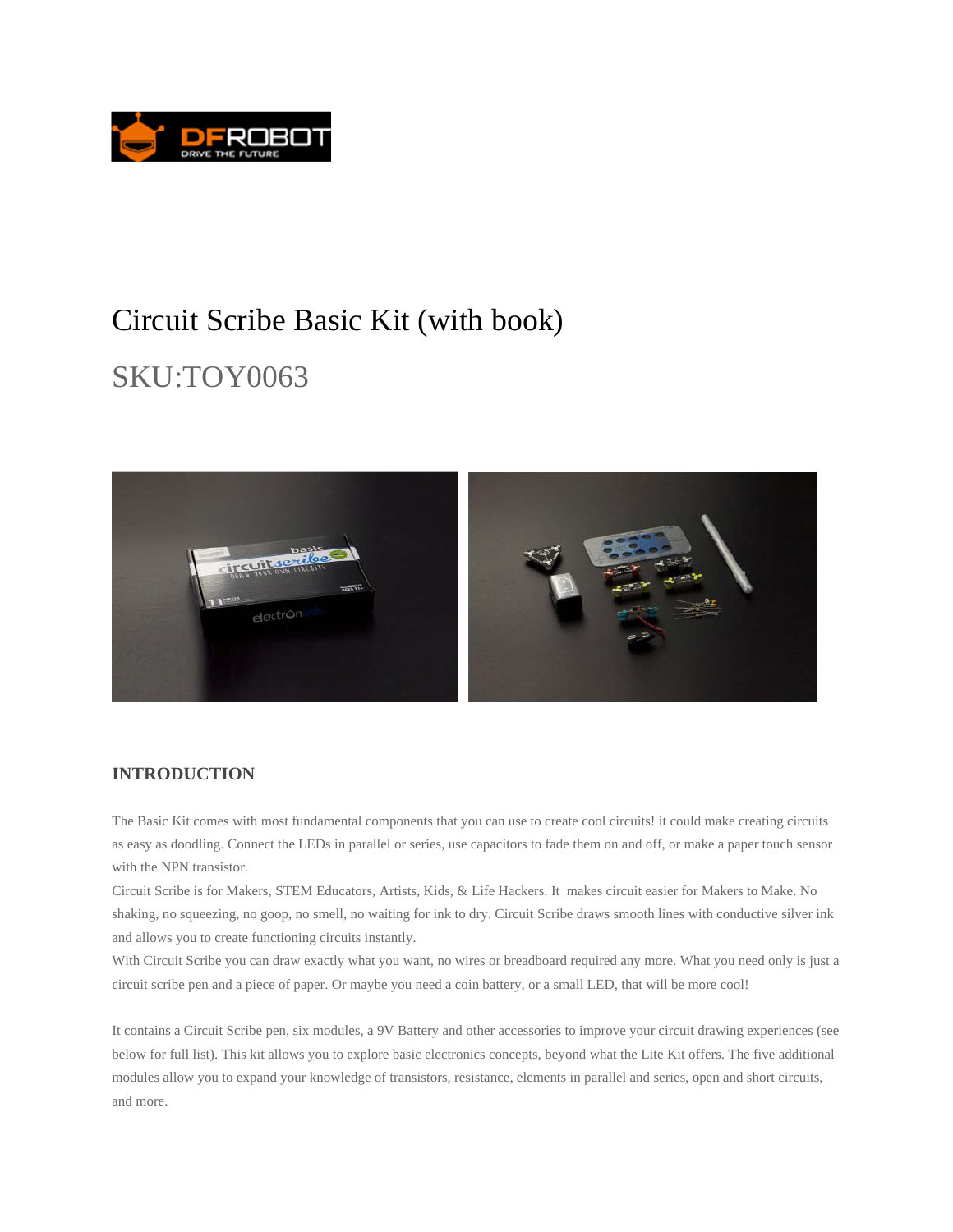# Circuit Scribe Basic Kit (with book)

## SKU:TOY0063

### INTRODUCTION

The Basic Kit comes with most fundamental components that you can use to create cool circuits! it could make creating circuits as easy as doodling. Connect the LEDs in parallel or series, use capacitors to fade them on and off, or make a paper touch sensor with the NPN transistor.

Circuit Scribe is for Makers, STEM Educators, Artists, Kids, & Life Hackers. It makes circuit easier for Makers to Make. No shaking, no squeezing, no goop, no smell, no waiting for ink to dry. Circuit Scribe draws smooth lines with conductive silver ink and allows you to create functioning circuits instantly.

With Circuit Scribe you can draw exactly what you want, no wires or breadboard required any more. What you need only is just a circuit scribe pen and a piece of paper. Or maybe you need a coin battery, or a small LED, that will be more cool!

It contains a Circuit Scribe pen, six modules, a 9V Battery and other accessories to improve your circuit drawing experiences (see below for full list). This kit allows you to explore basic electronics concepts, beyond what the Lite Kit offers. The five additional modules allow you to expand your knowledge of transistors, resistance, elements in parallel and series, open and short circuits, and more.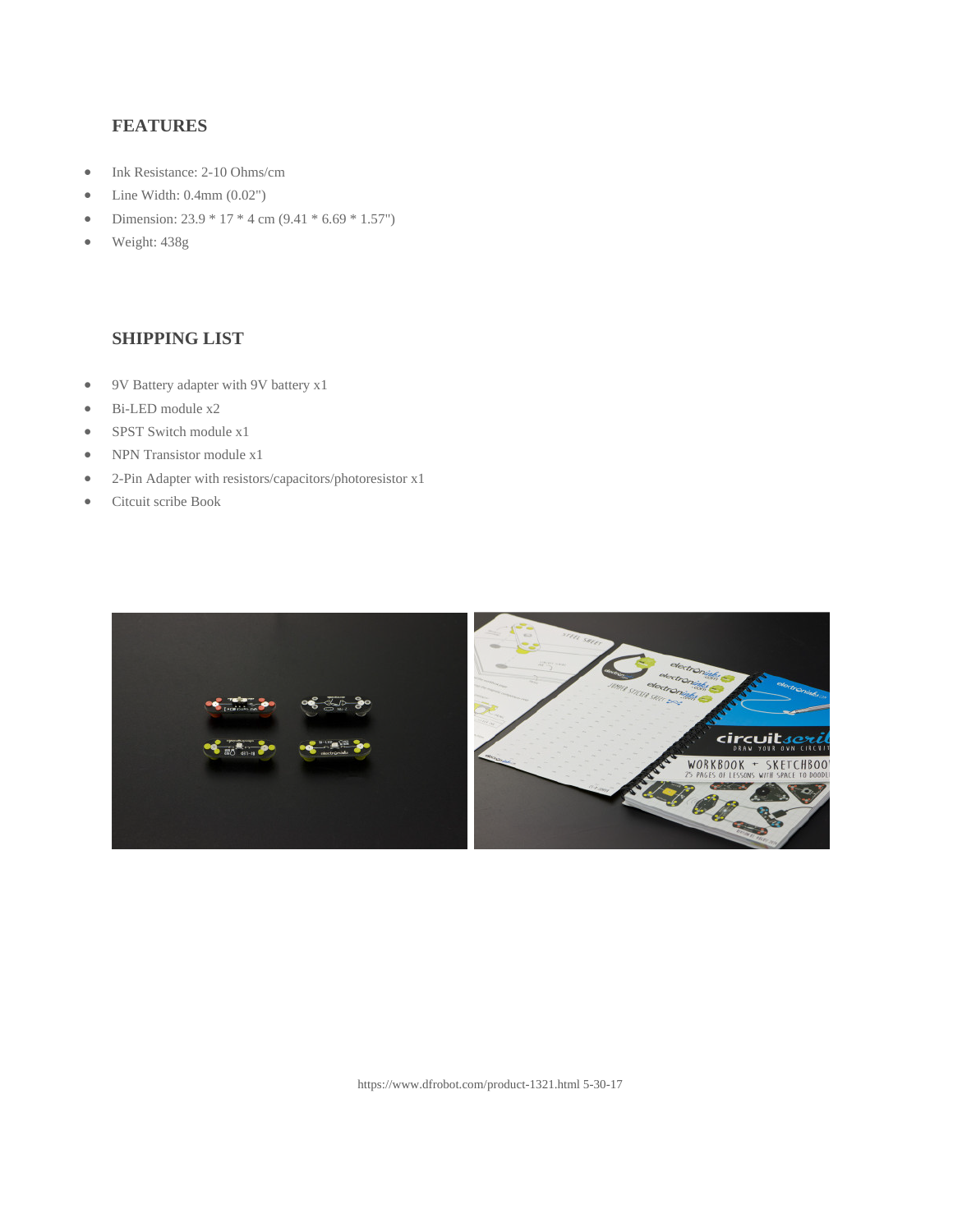## FEATURES

- Ink Resistance: 2-10 Ohms/cm
- Line Width: 0.4mm (0.02")
- Dimension: 23.9 * 17 * 4 cm (9.41 * 6.69 * 1.57")
- Weight: 438g

## SHIPPING LIST

- 9V Battery adapter with 9V battery x1
- Bi-LED module x2
- SPST Switch module x1
- NPN Transistor module x1
- 2-Pin Adapter with resistors/capacitors/photoresistor x1
- Citcuit scribe Book

https://www.dfrobot.com/product-1321.html 5-30-17